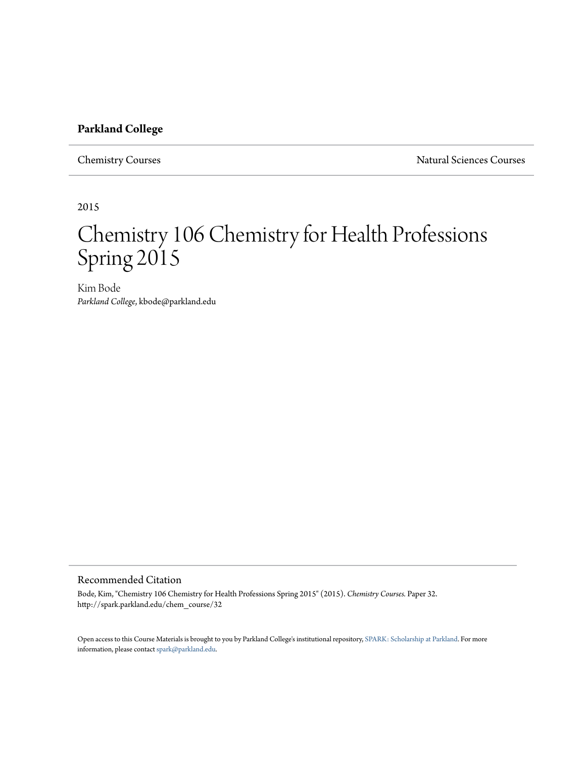**Parkland College**

Chemistry Courses | Natural Sciences Courses

2015

# Chemistry 106 Chemistry for Health Professions Spring 2015

Kim Bode
*Parkland College*, kbode@parkland.edu

## Recommended Citation

Bode, Kim, "Chemistry 106 Chemistry for Health Professions Spring 2015" (2015). *Chemistry Courses.* Paper 32.
http://spark.parkland.edu/chem_course/32

Open access to this Course Materials is brought to you by Parkland College's institutional repository, SPARK: Scholarship at Parkland. For more information, please contact spark@parkland.edu.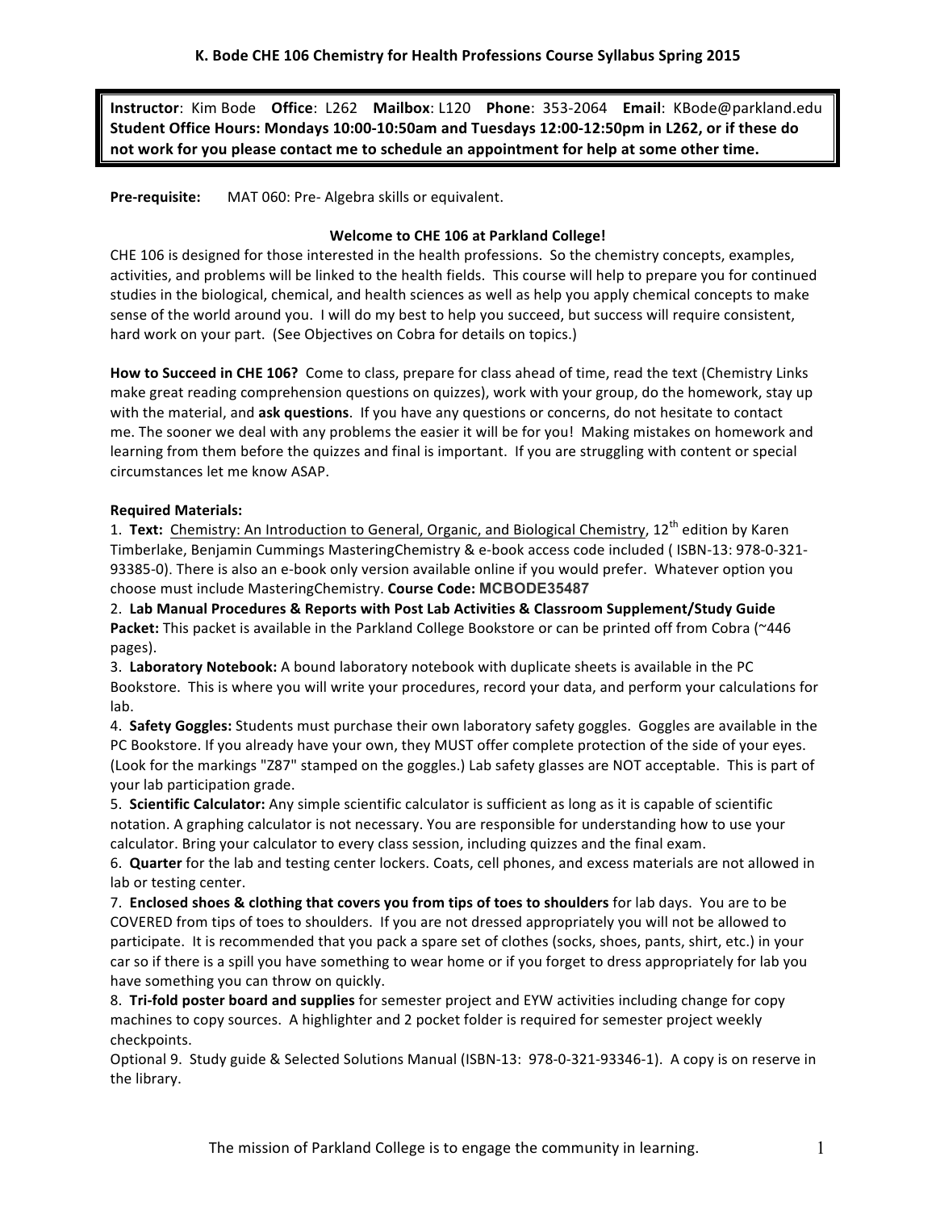# K. Bode CHE 106 Chemistry for Health Professions Course Syllabus Spring 2015

**Instructor**: Kim Bode **Office**: L262 **Mailbox**: L120 **Phone**: 353-2064 **Email**: KBode@parkland.edu
**Student Office Hours: Mondays 10:00-10:50am and Tuesdays 12:00-12:50pm in L262, or if these do not work for you please contact me to schedule an appointment for help at some other time.**

**Pre-requisite:** MAT 060: Pre- Algebra skills or equivalent.

## Welcome to CHE 106 at Parkland College!

CHE 106 is designed for those interested in the health professions. So the chemistry concepts, examples, activities, and problems will be linked to the health fields. This course will help to prepare you for continued studies in the biological, chemical, and health sciences as well as help you apply chemical concepts to make sense of the world around you. I will do my best to help you succeed, but success will require consistent, hard work on your part. (See Objectives on Cobra for details on topics.)

**How to Succeed in CHE 106?** Come to class, prepare for class ahead of time, read the text (Chemistry Links make great reading comprehension questions on quizzes), work with your group, do the homework, stay up with the material, and **ask questions**. If you have any questions or concerns, do not hesitate to contact me. The sooner we deal with any problems the easier it will be for you! Making mistakes on homework and learning from them before the quizzes and final is important. If you are struggling with content or special circumstances let me know ASAP.

**Required Materials:**

1. **Text:** Chemistry: An Introduction to General, Organic, and Biological Chemistry, 12th edition by Karen Timberlake, Benjamin Cummings MasteringChemistry & e-book access code included ( ISBN-13: 978-0-321-93385-0). There is also an e-book only version available online if you would prefer. Whatever option you choose must include MasteringChemistry. **Course Code: MCBODE35487**
2. **Lab Manual Procedures & Reports with Post Lab Activities & Classroom Supplement/Study Guide Packet:** This packet is available in the Parkland College Bookstore or can be printed off from Cobra (~446 pages).
3. **Laboratory Notebook:** A bound laboratory notebook with duplicate sheets is available in the PC Bookstore. This is where you will write your procedures, record your data, and perform your calculations for lab.
4. **Safety Goggles:** Students must purchase their own laboratory safety goggles. Goggles are available in the PC Bookstore. If you already have your own, they MUST offer complete protection of the side of your eyes. (Look for the markings "Z87" stamped on the goggles.) Lab safety glasses are NOT acceptable. This is part of your lab participation grade.
5. **Scientific Calculator:** Any simple scientific calculator is sufficient as long as it is capable of scientific notation. A graphing calculator is not necessary. You are responsible for understanding how to use your calculator. Bring your calculator to every class session, including quizzes and the final exam.
6. **Quarter** for the lab and testing center lockers. Coats, cell phones, and excess materials are not allowed in lab or testing center.
7. **Enclosed shoes & clothing that covers you from tips of toes to shoulders** for lab days. You are to be COVERED from tips of toes to shoulders. If you are not dressed appropriately you will not be allowed to participate. It is recommended that you pack a spare set of clothes (socks, shoes, pants, shirt, etc.) in your car so if there is a spill you have something to wear home or if you forget to dress appropriately for lab you have something you can throw on quickly.
8. **Tri-fold poster board and supplies** for semester project and EYW activities including change for copy machines to copy sources. A highlighter and 2 pocket folder is required for semester project weekly checkpoints.

Optional 9. Study guide & Selected Solutions Manual (ISBN-13: 978-0-321-93346-1). A copy is on reserve in the library.

The mission of Parkland College is to engage the community in learning.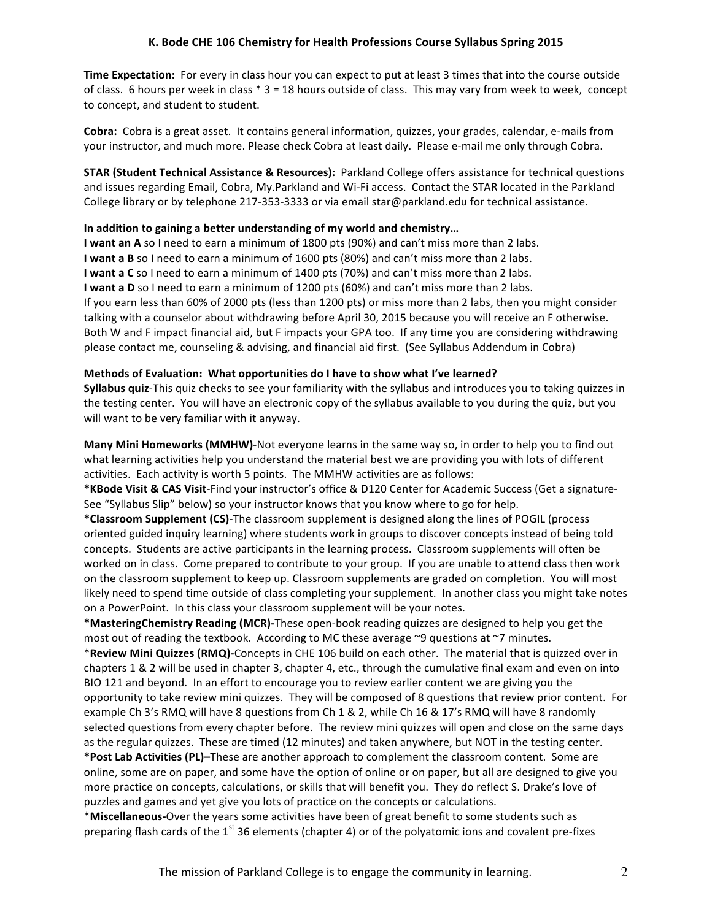**Time Expectation:** For every in class hour you can expect to put at least 3 times that into the course outside of class. 6 hours per week in class * 3 = 18 hours outside of class. This may vary from week to week, concept to concept, and student to student.

**Cobra:** Cobra is a great asset. It contains general information, quizzes, your grades, calendar, e-mails from your instructor, and much more. Please check Cobra at least daily. Please e-mail me only through Cobra.

**STAR (Student Technical Assistance & Resources):** Parkland College offers assistance for technical questions and issues regarding Email, Cobra, My.Parkland and Wi-Fi access. Contact the STAR located in the Parkland College library or by telephone 217-353-3333 or via email star@parkland.edu for technical assistance.

**In addition to gaining a better understanding of my world and chemistry…**

**I want an A** so I need to earn a minimum of 1800 pts (90%) and can't miss more than 2 labs.
**I want a B** so I need to earn a minimum of 1600 pts (80%) and can't miss more than 2 labs.
**I want a C** so I need to earn a minimum of 1400 pts (70%) and can't miss more than 2 labs.
**I want a D** so I need to earn a minimum of 1200 pts (60%) and can't miss more than 2 labs.
If you earn less than 60% of 2000 pts (less than 1200 pts) or miss more than 2 labs, then you might consider talking with a counselor about withdrawing before April 30, 2015 because you will receive an F otherwise. Both W and F impact financial aid, but F impacts your GPA too. If any time you are considering withdrawing please contact me, counseling & advising, and financial aid first. (See Syllabus Addendum in Cobra)

**Methods of Evaluation: What opportunities do I have to show what I've learned?**

**Syllabus quiz**-This quiz checks to see your familiarity with the syllabus and introduces you to taking quizzes in the testing center. You will have an electronic copy of the syllabus available to you during the quiz, but you will want to be very familiar with it anyway.

**Many Mini Homeworks (MMHW)**-Not everyone learns in the same way so, in order to help you to find out what learning activities help you understand the material best we are providing you with lots of different activities. Each activity is worth 5 points. The MMHW activities are as follows:

***KBode Visit & CAS Visit**-Find your instructor's office & D120 Center for Academic Success (Get a signature-See "Syllabus Slip" below) so your instructor knows that you know where to go for help.

***Classroom Supplement (CS)**-The classroom supplement is designed along the lines of POGIL (process oriented guided inquiry learning) where students work in groups to discover concepts instead of being told concepts. Students are active participants in the learning process. Classroom supplements will often be worked on in class. Come prepared to contribute to your group. If you are unable to attend class then work on the classroom supplement to keep up. Classroom supplements are graded on completion. You will most likely need to spend time outside of class completing your supplement. In another class you might take notes on a PowerPoint. In this class your classroom supplement will be your notes.

***MasteringChemistry Reading (MCR)-**These open-book reading quizzes are designed to help you get the most out of reading the textbook. According to MC these average ~9 questions at ~7 minutes.

*__Review Mini Quizzes (RMQ)-__Concepts in CHE 106 build on each other. The material that is quizzed over in chapters 1 & 2 will be used in chapter 3, chapter 4, etc., through the cumulative final exam and even on into BIO 121 and beyond. In an effort to encourage you to review earlier content we are giving you the opportunity to take review mini quizzes. They will be composed of 8 questions that review prior content. For example Ch 3's RMQ will have 8 questions from Ch 1 & 2, while Ch 16 & 17's RMQ will have 8 randomly selected questions from every chapter before. The review mini quizzes will open and close on the same days as the regular quizzes. These are timed (12 minutes) and taken anywhere, but NOT in the testing center.

***Post Lab Activities (PL)–**These are another approach to complement the classroom content. Some are online, some are on paper, and some have the option of online or on paper, but all are designed to give you more practice on concepts, calculations, or skills that will benefit you. They do reflect S. Drake's love of puzzles and games and yet give you lots of practice on the concepts or calculations.

*__Miscellaneous-__Over the years some activities have been of great benefit to some students such as preparing flash cards of the 1st 36 elements (chapter 4) or of the polyatomic ions and covalent pre-fixes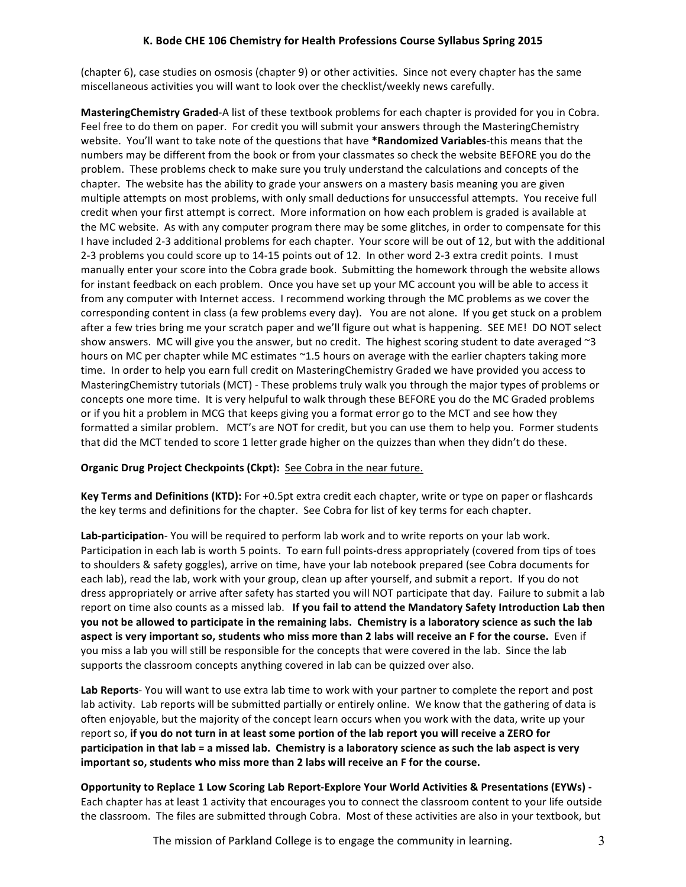(chapter 6), case studies on osmosis (chapter 9) or other activities. Since not every chapter has the same miscellaneous activities you will want to look over the checklist/weekly news carefully.

**MasteringChemistry Graded**-A list of these textbook problems for each chapter is provided for you in Cobra. Feel free to do them on paper. For credit you will submit your answers through the MasteringChemistry website. You'll want to take note of the questions that have **\*Randomized Variables**-this means that the numbers may be different from the book or from your classmates so check the website BEFORE you do the problem. These problems check to make sure you truly understand the calculations and concepts of the chapter. The website has the ability to grade your answers on a mastery basis meaning you are given multiple attempts on most problems, with only small deductions for unsuccessful attempts. You receive full credit when your first attempt is correct. More information on how each problem is graded is available at the MC website. As with any computer program there may be some glitches, in order to compensate for this I have included 2-3 additional problems for each chapter. Your score will be out of 12, but with the additional 2-3 problems you could score up to 14-15 points out of 12. In other word 2-3 extra credit points. I must manually enter your score into the Cobra grade book. Submitting the homework through the website allows for instant feedback on each problem. Once you have set up your MC account you will be able to access it from any computer with Internet access. I recommend working through the MC problems as we cover the corresponding content in class (a few problems every day). You are not alone. If you get stuck on a problem after a few tries bring me your scratch paper and we'll figure out what is happening. SEE ME! DO NOT select show answers. MC will give you the answer, but no credit. The highest scoring student to date averaged ~3 hours on MC per chapter while MC estimates ~1.5 hours on average with the earlier chapters taking more time. In order to help you earn full credit on MasteringChemistry Graded we have provided you access to MasteringChemistry tutorials (MCT) - These problems truly walk you through the major types of problems or concepts one more time. It is very helpful to walk through these BEFORE you do the MC Graded problems or if you hit a problem in MCG that keeps giving you a format error go to the MCT and see how they formatted a similar problem. MCT's are NOT for credit, but you can use them to help you. Former students that did the MCT tended to score 1 letter grade higher on the quizzes than when they didn't do these.

**Organic Drug Project Checkpoints (Ckpt):** See Cobra in the near future.

**Key Terms and Definitions (KTD):** For +0.5pt extra credit each chapter, write or type on paper or flashcards the key terms and definitions for the chapter. See Cobra for list of key terms for each chapter.

**Lab-participation**- You will be required to perform lab work and to write reports on your lab work. Participation in each lab is worth 5 points. To earn full points-dress appropriately (covered from tips of toes to shoulders & safety goggles), arrive on time, have your lab notebook prepared (see Cobra documents for each lab), read the lab, work with your group, clean up after yourself, and submit a report. If you do not dress appropriately or arrive after safety has started you will NOT participate that day. Failure to submit a lab report on time also counts as a missed lab. **If you fail to attend the Mandatory Safety Introduction Lab then you not be allowed to participate in the remaining labs. Chemistry is a laboratory science as such the lab aspect is very important so, students who miss more than 2 labs will receive an F for the course.** Even if you miss a lab you will still be responsible for the concepts that were covered in the lab. Since the lab supports the classroom concepts anything covered in lab can be quizzed over also.

**Lab Reports**- You will want to use extra lab time to work with your partner to complete the report and post lab activity. Lab reports will be submitted partially or entirely online. We know that the gathering of data is often enjoyable, but the majority of the concept learn occurs when you work with the data, write up your report so, **if you do not turn in at least some portion of the lab report you will receive a ZERO for participation in that lab = a missed lab. Chemistry is a laboratory science as such the lab aspect is very important so, students who miss more than 2 labs will receive an F for the course.**

**Opportunity to Replace 1 Low Scoring Lab Report-Explore Your World Activities & Presentations (EYWs) -** Each chapter has at least 1 activity that encourages you to connect the classroom content to your life outside the classroom. The files are submitted through Cobra. Most of these activities are also in your textbook, but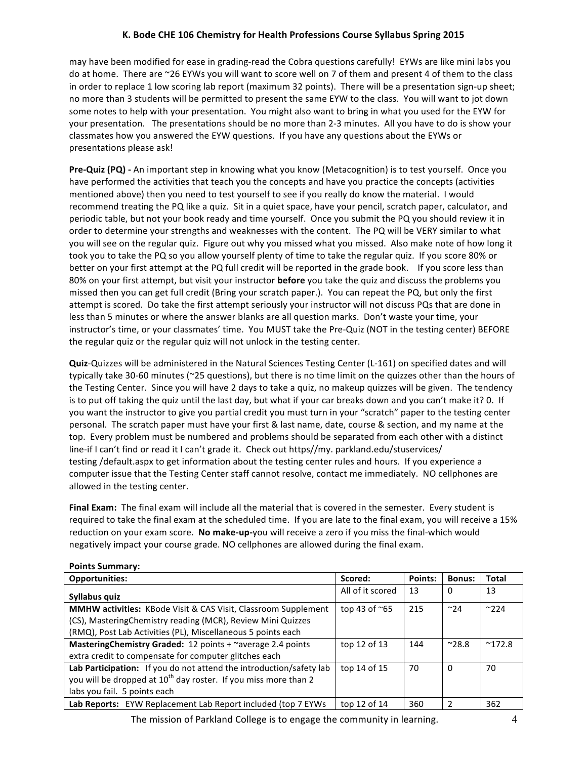may have been modified for ease in grading-read the Cobra questions carefully! EYWs are like mini labs you do at home. There are ~26 EYWs you will want to score well on 7 of them and present 4 of them to the class in order to replace 1 low scoring lab report (maximum 32 points). There will be a presentation sign-up sheet; no more than 3 students will be permitted to present the same EYW to the class. You will want to jot down some notes to help with your presentation. You might also want to bring in what you used for the EYW for your presentation. The presentations should be no more than 2-3 minutes. All you have to do is show your classmates how you answered the EYW questions. If you have any questions about the EYWs or presentations please ask!

**Pre-Quiz (PQ) -** An important step in knowing what you know (Metacognition) is to test yourself. Once you have performed the activities that teach you the concepts and have you practice the concepts (activities mentioned above) then you need to test yourself to see if you really do know the material. I would recommend treating the PQ like a quiz. Sit in a quiet space, have your pencil, scratch paper, calculator, and periodic table, but not your book ready and time yourself. Once you submit the PQ you should review it in order to determine your strengths and weaknesses with the content. The PQ will be VERY similar to what you will see on the regular quiz. Figure out why you missed what you missed. Also make note of how long it took you to take the PQ so you allow yourself plenty of time to take the regular quiz. If you score 80% or better on your first attempt at the PQ full credit will be reported in the grade book. If you score less than 80% on your first attempt, but visit your instructor **before** you take the quiz and discuss the problems you missed then you can get full credit (Bring your scratch paper.). You can repeat the PQ, but only the first attempt is scored. Do take the first attempt seriously your instructor will not discuss PQs that are done in less than 5 minutes or where the answer blanks are all question marks. Don't waste your time, your instructor's time, or your classmates' time. You MUST take the Pre-Quiz (NOT in the testing center) BEFORE the regular quiz or the regular quiz will not unlock in the testing center.

**Quiz**-Quizzes will be administered in the Natural Sciences Testing Center (L-161) on specified dates and will typically take 30-60 minutes (~25 questions), but there is no time limit on the quizzes other than the hours of the Testing Center. Since you will have 2 days to take a quiz, no makeup quizzes will be given. The tendency is to put off taking the quiz until the last day, but what if your car breaks down and you can't make it? 0. If you want the instructor to give you partial credit you must turn in your "scratch" paper to the testing center personal. The scratch paper must have your first & last name, date, course & section, and my name at the top. Every problem must be numbered and problems should be separated from each other with a distinct line-if I can't find or read it I can't grade it. Check out https//my. parkland.edu/stuservices/ testing /default.aspx to get information about the testing center rules and hours. If you experience a computer issue that the Testing Center staff cannot resolve, contact me immediately. NO cellphones are allowed in the testing center.

**Final Exam:** The final exam will include all the material that is covered in the semester. Every student is required to take the final exam at the scheduled time. If you are late to the final exam, you will receive a 15% reduction on your exam score. **No make-up-**you will receive a zero if you miss the final-which would negatively impact your course grade. NO cellphones are allowed during the final exam.

**Points Summary:**

| Opportunities: | Scored: | Points: | Bonus: | Total |
|---|---|---|---|---|
| **Syllabus quiz** | All of it scored | 13 | 0 | 13 |
| **MMHW activities:** KBode Visit & CAS Visit, Classroom Supplement (CS), MasteringChemistry reading (MCR), Review Mini Quizzes (RMQ), Post Lab Activities (PL), Miscellaneous 5 points each | top 43 of ~65 | 215 | ~24 | ~224 |
| **MasteringChemistry Graded:** 12 points + ~average 2.4 points extra credit to compensate for computer glitches each | top 12 of 13 | 144 | ~28.8 | ~172.8 |
| **Lab Participation:** If you do not attend the introduction/safety lab you will be dropped at 10th day roster. If you miss more than 2 labs you fail. 5 points each | top 14 of 15 | 70 | 0 | 70 |
| **Lab Reports:** EYW Replacement Lab Report included (top 7 EYWs | top 12 of 14 | 360 | 2 | 362 |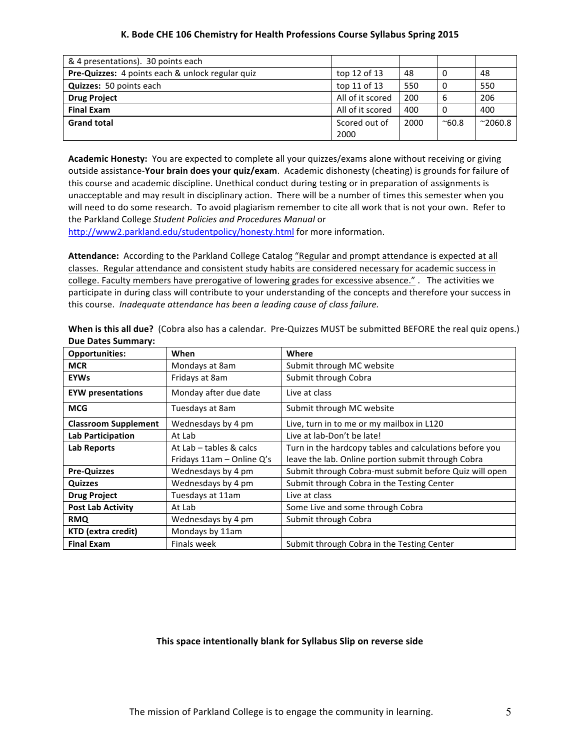| | | | | |
|---|---|---|---|---|
| & 4 presentations). 30 points each | | | | |
| **Pre-Quizzes:** 4 points each & unlock regular quiz | top 12 of 13 | 48 | 0 | 48 |
| **Quizzes:** 50 points each | top 11 of 13 | 550 | 0 | 550 |
| **Drug Project** | All of it scored | 200 | 6 | 206 |
| **Final Exam** | All of it scored | 400 | 0 | 400 |
| **Grand total** | Scored out of 2000 | 2000 | ~60.8 | ~2060.8 |

**Academic Honesty:** You are expected to complete all your quizzes/exams alone without receiving or giving outside assistance-**Your brain does your quiz/exam**. Academic dishonesty (cheating) is grounds for failure of this course and academic discipline. Unethical conduct during testing or in preparation of assignments is unacceptable and may result in disciplinary action. There will be a number of times this semester when you will need to do some research. To avoid plagiarism remember to cite all work that is not your own. Refer to the Parkland College *Student Policies and Procedures Manual* or http://www2.parkland.edu/studentpolicy/honesty.html for more information.

**Attendance:** According to the Parkland College Catalog "Regular and prompt attendance is expected at all classes. Regular attendance and consistent study habits are considered necessary for academic success in college. Faculty members have prerogative of lowering grades for excessive absence." . The activities we participate in during class will contribute to your understanding of the concepts and therefore your success in this course. *Inadequate attendance has been a leading cause of class failure.*

**When is this all due?** (Cobra also has a calendar. Pre-Quizzes MUST be submitted BEFORE the real quiz opens.)
**Due Dates Summary:**

| **Opportunities:** | **When** | **Where** |
|---|---|---|
| **MCR** | Mondays at 8am | Submit through MC website |
| **EYWs** | Fridays at 8am | Submit through Cobra |
| **EYW presentations** | Monday after due date | Live at class |
| **MCG** | Tuesdays at 8am | Submit through MC website |
| **Classroom Supplement** | Wednesdays by 4 pm | Live, turn in to me or my mailbox in L120 |
| **Lab Participation** | At Lab | Live at lab-Don't be late! |
| **Lab Reports** | At Lab – tables & calcs<br>Fridays 11am – Online Q's | Turn in the hardcopy tables and calculations before you leave the lab. Online portion submit through Cobra |
| **Pre-Quizzes** | Wednesdays by 4 pm | Submit through Cobra-must submit before Quiz will open |
| **Quizzes** | Wednesdays by 4 pm | Submit through Cobra in the Testing Center |
| **Drug Project** | Tuesdays at 11am | Live at class |
| **Post Lab Activity** | At Lab | Some Live and some through Cobra |
| **RMQ** | Wednesdays by 4 pm | Submit through Cobra |
| **KTD (extra credit)** | Mondays by 11am | |
| **Final Exam** | Finals week | Submit through Cobra in the Testing Center |

**This space intentionally blank for Syllabus Slip on reverse side**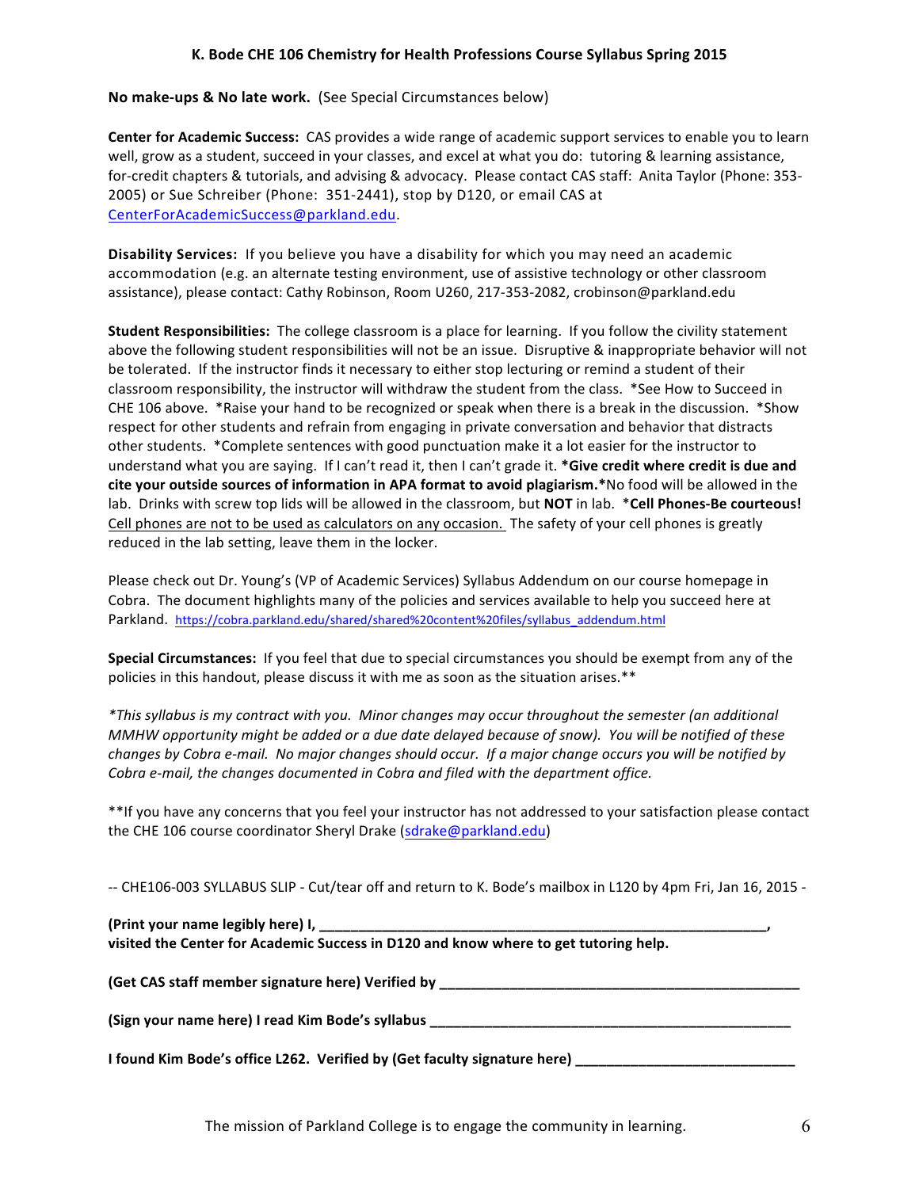**No make-ups & No late work.** (See Special Circumstances below)

**Center for Academic Success:** CAS provides a wide range of academic support services to enable you to learn well, grow as a student, succeed in your classes, and excel at what you do: tutoring & learning assistance, for-credit chapters & tutorials, and advising & advocacy. Please contact CAS staff: Anita Taylor (Phone: 353-2005) or Sue Schreiber (Phone: 351-2441), stop by D120, or email CAS at CenterForAcademicSuccess@parkland.edu.

**Disability Services:** If you believe you have a disability for which you may need an academic accommodation (e.g. an alternate testing environment, use of assistive technology or other classroom assistance), please contact: Cathy Robinson, Room U260, 217-353-2082, crobinson@parkland.edu

**Student Responsibilities:** The college classroom is a place for learning. If you follow the civility statement above the following student responsibilities will not be an issue. Disruptive & inappropriate behavior will not be tolerated. If the instructor finds it necessary to either stop lecturing or remind a student of their classroom responsibility, the instructor will withdraw the student from the class. *See How to Succeed in CHE 106 above. *Raise your hand to be recognized or speak when there is a break in the discussion. *Show respect for other students and refrain from engaging in private conversation and behavior that distracts other students. *Complete sentences with good punctuation make it a lot easier for the instructor to understand what you are saying. If I can't read it, then I can't grade it. ***Give credit where credit is due and cite your outside sources of information in APA format to avoid plagiarism.***No food will be allowed in the lab. Drinks with screw top lids will be allowed in the classroom, but **NOT** in lab. ***Cell Phones-Be courteous!** Cell phones are not to be used as calculators on any occasion. The safety of your cell phones is greatly reduced in the lab setting, leave them in the locker.

Please check out Dr. Young's (VP of Academic Services) Syllabus Addendum on our course homepage in Cobra. The document highlights many of the policies and services available to help you succeed here at Parkland. https://cobra.parkland.edu/shared/shared%20content%20files/syllabus_addendum.html

**Special Circumstances:** If you feel that due to special circumstances you should be exempt from any of the policies in this handout, please discuss it with me as soon as the situation arises.**

*\*This syllabus is my contract with you. Minor changes may occur throughout the semester (an additional MMHW opportunity might be added or a due date delayed because of snow). You will be notified of these changes by Cobra e-mail. No major changes should occur. If a major change occurs you will be notified by Cobra e-mail, the changes documented in Cobra and filed with the department office.*

**If you have any concerns that you feel your instructor has not addressed to your satisfaction please contact the CHE 106 course coordinator Sheryl Drake (sdrake@parkland.edu)

-- CHE106-003 SYLLABUS SLIP - Cut/tear off and return to K. Bode's mailbox in L120 by 4pm Fri, Jan 16, 2015 -

**(Print your name legibly here) I, ____________________________________________________________, visited the Center for Academic Success in D120 and know where to get tutoring help.**

**(Get CAS staff member signature here) Verified by ________________________________________________**

**(Sign your name here) I read Kim Bode's syllabus ________________________________________________**

**I found Kim Bode's office L262. Verified by (Get faculty signature here) ____________________________**

The mission of Parkland College is to engage the community in learning.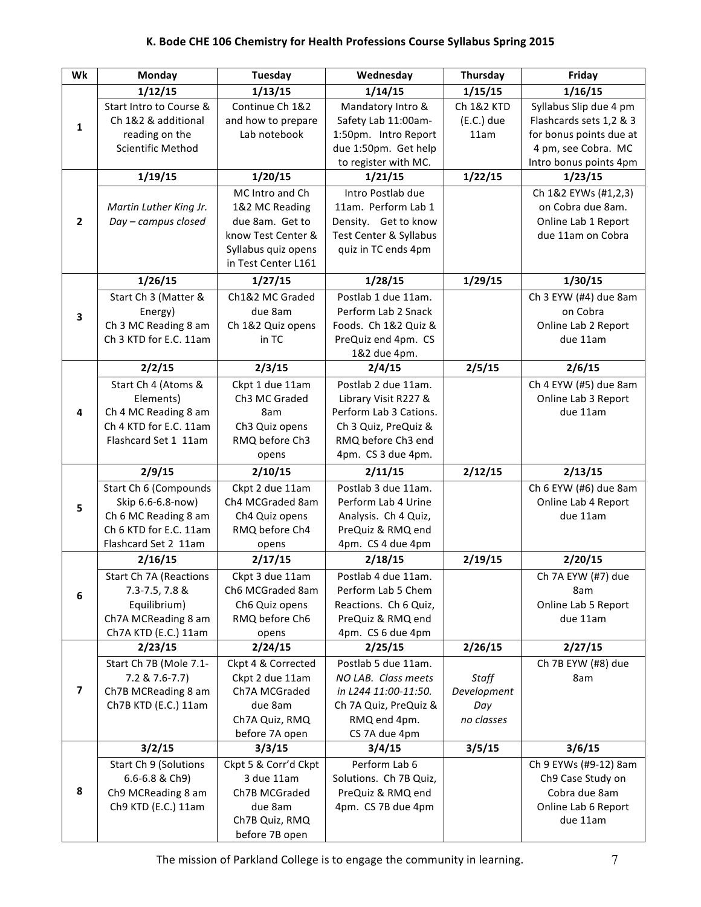# K. Bode CHE 106 Chemistry for Health Professions Course Syllabus Spring 2015

| Wk | Monday | Tuesday | Wednesday | Thursday | Friday |
|---|---|---|---|---|---|
| 1 | **1/12/15**<br>Start Intro to Course & Ch 1&2 & additional reading on the Scientific Method | **1/13/15**<br>Continue Ch 1&2 and how to prepare Lab notebook | **1/14/15**<br>Mandatory Intro & Safety Lab 11:00am-1:50pm. Intro Report due 1:50pm. Get help to register with MC. | **1/15/15**<br>Ch 1&2 KTD (E.C.) due 11am | **1/16/15**<br>Syllabus Slip due 4 pm Flashcards sets 1,2 & 3 for bonus points due at 4 pm, see Cobra. MC Intro bonus points 4pm |
| 2 | **1/19/15**<br>*Martin Luther King Jr. Day – campus closed* | **1/20/15**<br>MC Intro and Ch 1&2 MC Reading due 8am. Get to know Test Center & Syllabus quiz opens in Test Center L161 | **1/21/15**<br>Intro Postlab due 11am. Perform Lab 1 Density. Get to know Test Center & Syllabus quiz in TC ends 4pm | **1/22/15** | **1/23/15**<br>Ch 1&2 EYWs (#1,2,3) on Cobra due 8am. Online Lab 1 Report due 11am on Cobra |
| 3 | **1/26/15**<br>Start Ch 3 (Matter & Energy)<br>Ch 3 MC Reading 8 am<br>Ch 3 KTD for E.C. 11am | **1/27/15**<br>Ch1&2 MC Graded due 8am<br>Ch 1&2 Quiz opens in TC | **1/28/15**<br>Postlab 1 due 11am. Perform Lab 2 Snack Foods. Ch 1&2 Quiz & PreQuiz end 4pm. CS 1&2 due 4pm. | **1/29/15** | **1/30/15**<br>Ch 3 EYW (#4) due 8am on Cobra<br>Online Lab 2 Report due 11am |
| 4 | **2/2/15**<br>Start Ch 4 (Atoms & Elements)<br>Ch 4 MC Reading 8 am<br>Ch 4 KTD for E.C. 11am<br>Flashcard Set 1 11am | **2/3/15**<br>Ckpt 1 due 11am<br>Ch3 MC Graded 8am<br>Ch3 Quiz opens<br>RMQ before Ch3 opens | **2/4/15**<br>Postlab 2 due 11am. Library Visit R227 & Perform Lab 3 Cations. Ch 3 Quiz, PreQuiz & RMQ before Ch3 end 4pm. CS 3 due 4pm. | **2/5/15** | **2/6/15**<br>Ch 4 EYW (#5) due 8am<br>Online Lab 3 Report due 11am |
| 5 | **2/9/15**<br>Start Ch 6 (Compounds Skip 6.6-6.8-now)<br>Ch 6 MC Reading 8 am<br>Ch 6 KTD for E.C. 11am<br>Flashcard Set 2 11am | **2/10/15**<br>Ckpt 2 due 11am<br>Ch4 MCGraded 8am<br>Ch4 Quiz opens<br>RMQ before Ch4 opens | **2/11/15**<br>Postlab 3 due 11am. Perform Lab 4 Urine Analysis. Ch 4 Quiz, PreQuiz & RMQ end 4pm. CS 4 due 4pm | **2/12/15** | **2/13/15**<br>Ch 6 EYW (#6) due 8am<br>Online Lab 4 Report due 11am |
| 6 | **2/16/15**<br>Start Ch 7A (Reactions 7.3-7.5, 7.8 & Equilibrium)<br>Ch7A MCReading 8 am<br>Ch7A KTD (E.C.) 11am | **2/17/15**<br>Ckpt 3 due 11am<br>Ch6 MCGraded 8am<br>Ch6 Quiz opens<br>RMQ before Ch6 opens | **2/18/15**<br>Postlab 4 due 11am. Perform Lab 5 Chem Reactions. Ch 6 Quiz, PreQuiz & RMQ end 4pm. CS 6 due 4pm | **2/19/15** | **2/20/15**<br>Ch 7A EYW (#7) due 8am<br>Online Lab 5 Report due 11am |
| 7 | **2/23/15**<br>Start Ch 7B (Mole 7.1-7.2 & 7.6-7.7)<br>Ch7B MCReading 8 am<br>Ch7B KTD (E.C.) 11am | **2/24/15**<br>Ckpt 4 & Corrected Ckpt 2 due 11am<br>Ch7A MCGraded due 8am<br>Ch7A Quiz, RMQ before 7A open | **2/25/15**<br>Postlab 5 due 11am. *NO LAB. Class meets in L244 11:00-11:50.* Ch 7A Quiz, PreQuiz & RMQ end 4pm.<br>CS 7A due 4pm | **2/26/15**<br>*Staff Development Day no classes* | **2/27/15**<br>Ch 7B EYW (#8) due 8am |
| 8 | **3/2/15**<br>Start Ch 9 (Solutions 6.6-6.8 & Ch9)<br>Ch9 MCReading 8 am<br>Ch9 KTD (E.C.) 11am | **3/3/15**<br>Ckpt 5 & Corr'd Ckpt 3 due 11am<br>Ch7B MCGraded due 8am<br>Ch7B Quiz, RMQ before 7B open | **3/4/15**<br>Perform Lab 6 Solutions. Ch 7B Quiz, PreQuiz & RMQ end 4pm. CS 7B due 4pm | **3/5/15** | **3/6/15**<br>Ch 9 EYWs (#9-12) 8am<br>Ch9 Case Study on Cobra due 8am<br>Online Lab 6 Report due 11am |

The mission of Parkland College is to engage the community in learning.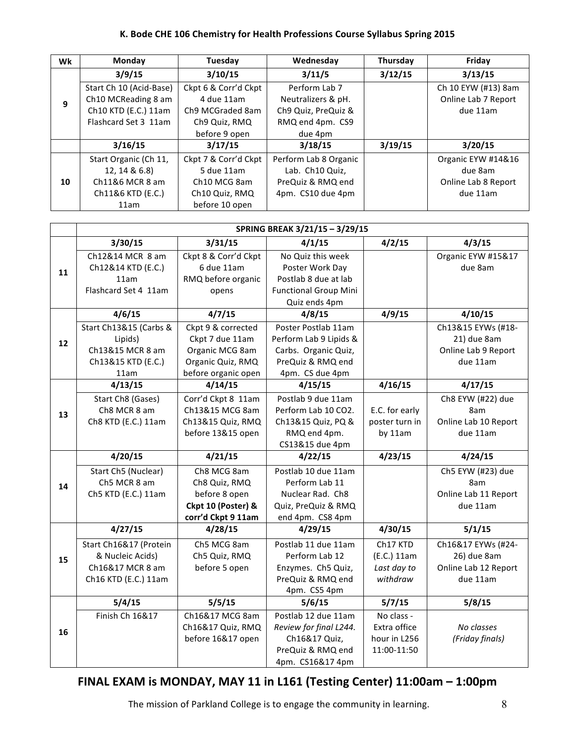| Wk | Monday | Tuesday | Wednesday | Thursday | Friday |
|---|---|---|---|---|---|
| | 3/9/15 | 3/10/15 | 3/11/5 | 3/12/15 | 3/13/15 |
| 9 | Start Ch 10 (Acid-Base) Ch10 MCReading 8 am Ch10 KTD (E.C.) 11am Flashcard Set 3 11am | Ckpt 6 & Corr'd Ckpt 4 due 11am Ch9 MCGraded 8am Ch9 Quiz, RMQ before 9 open | Perform Lab 7 Neutralizers & pH. Ch9 Quiz, PreQuiz & RMQ end 4pm. CS9 due 4pm | | Ch 10 EYW (#13) 8am Online Lab 7 Report due 11am |
| | 3/16/15 | 3/17/15 | 3/18/15 | 3/19/15 | 3/20/15 |
| 10 | Start Organic (Ch 11, 12, 14 & 6.8) Ch11&6 MCR 8 am Ch11&6 KTD (E.C.) 11am | Ckpt 7 & Corr'd Ckpt 5 due 11am Ch10 MCG 8am Ch10 Quiz, RMQ before 10 open | Perform Lab 8 Organic Lab. Ch10 Quiz, PreQuiz & RMQ end 4pm. CS10 due 4pm | | Organic EYW #14&16 due 8am Online Lab 8 Report due 11am |

| | | | | | |
|---|---|---|---|---|---|
| | **SPRING BREAK 3/21/15 – 3/29/15** | | | | |
| | 3/30/15 | 3/31/15 | 4/1/15 | 4/2/15 | 4/3/15 |
| 11 | Ch12&14 MCR 8 am Ch12&14 KTD (E.C.) 11am Flashcard Set 4 11am | Ckpt 8 & Corr'd Ckpt 6 due 11am RMQ before organic opens | No Quiz this week Poster Work Day Postlab 8 due at lab Functional Group Mini Quiz ends 4pm | | Organic EYW #15&17 due 8am |
| | 4/6/15 | 4/7/15 | 4/8/15 | 4/9/15 | 4/10/15 |
| 12 | Start Ch13&15 (Carbs & Lipids) Ch13&15 MCR 8 am Ch13&15 KTD (E.C.) 11am | Ckpt 9 & corrected Ckpt 7 due 11am Organic MCG 8am Organic Quiz, RMQ before organic open | Poster Postlab 11am Perform Lab 9 Lipids & Carbs. Organic Quiz, PreQuiz & RMQ end 4pm. CS due 4pm | | Ch13&15 EYWs (#18-21) due 8am Online Lab 9 Report due 11am |
| | 4/13/15 | 4/14/15 | 4/15/15 | 4/16/15 | 4/17/15 |
| 13 | Start Ch8 (Gases) Ch8 MCR 8 am Ch8 KTD (E.C.) 11am | Corr'd Ckpt 8 11am Ch13&15 MCG 8am Ch13&15 Quiz, RMQ before 13&15 open | Postlab 9 due 11am Perform Lab 10 CO2. Ch13&15 Quiz, PQ & RMQ end 4pm. CS13&15 due 4pm | E.C. for early poster turn in by 11am | Ch8 EYW (#22) due 8am Online Lab 10 Report due 11am |
| | 4/20/15 | 4/21/15 | 4/22/15 | 4/23/15 | 4/24/15 |
| 14 | Start Ch5 (Nuclear) Ch5 MCR 8 am Ch5 KTD (E.C.) 11am | Ch8 MCG 8am Ch8 Quiz, RMQ before 8 open **Ckpt 10 (Poster) & corr'd Ckpt 9 11am** | Postlab 10 due 11am Perform Lab 11 Nuclear Rad. Ch8 Quiz, PreQuiz & RMQ end 4pm. CS8 4pm | | Ch5 EYW (#23) due 8am Online Lab 11 Report due 11am |
| | 4/27/15 | 4/28/15 | 4/29/15 | 4/30/15 | 5/1/15 |
| 15 | Start Ch16&17 (Protein & Nucleic Acids) Ch16&17 MCR 8 am Ch16 KTD (E.C.) 11am | Ch5 MCG 8am Ch5 Quiz, RMQ before 5 open | Postlab 11 due 11am Perform Lab 12 Enzymes. Ch5 Quiz, PreQuiz & RMQ end 4pm. CS5 4pm | Ch17 KTD (E.C.) 11am *Last day to withdraw* | Ch16&17 EYWs (#24-26) due 8am Online Lab 12 Report due 11am |
| | 5/4/15 | 5/5/15 | 5/6/15 | 5/7/15 | 5/8/15 |
| 16 | Finish Ch 16&17 | Ch16&17 MCG 8am Ch16&17 Quiz, RMQ before 16&17 open | Postlab 12 due 11am *Review for final L244.* Ch16&17 Quiz, PreQuiz & RMQ end 4pm. CS16&17 4pm | No class - Extra office hour in L256 11:00-11:50 | *No classes (Friday finals)* |

## FINAL EXAM is MONDAY, MAY 11 in L161 (Testing Center) 11:00am – 1:00pm

The mission of Parkland College is to engage the community in learning.